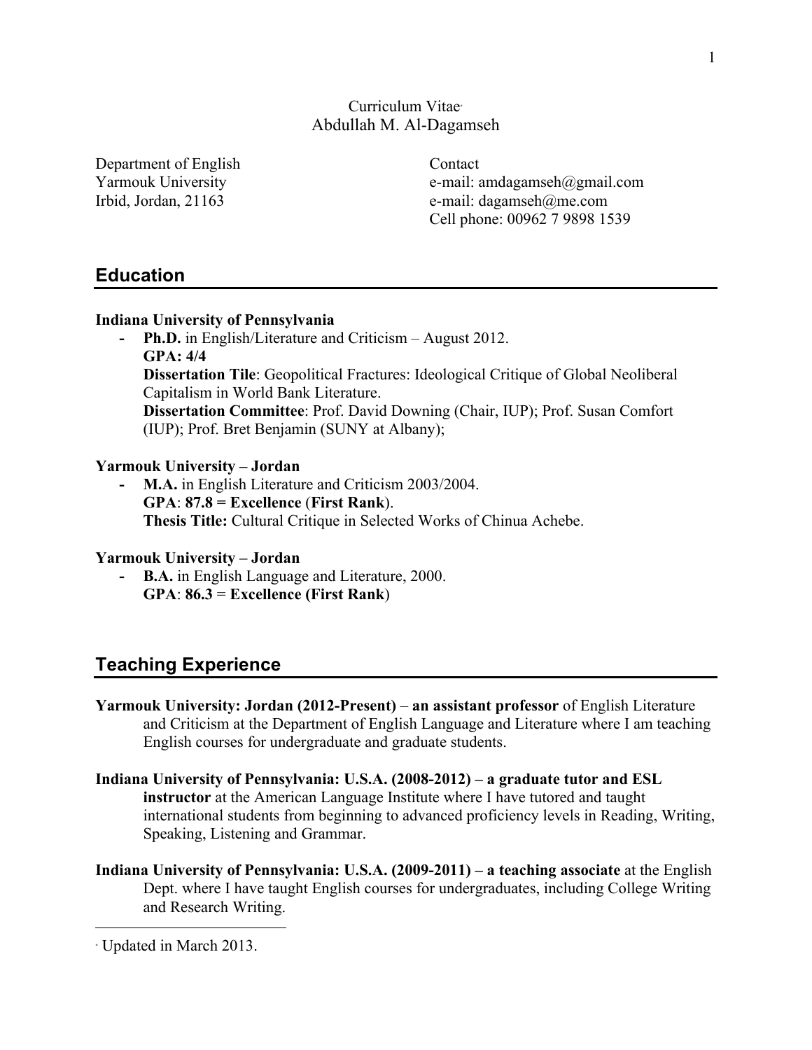Curriculum Vitae[*]

Abdullah M. Al-Dagamseh

Department of English
Yarmouk University
Irbid, Jordan, 21163

Contact
e-mail: amdagamseh@gmail.com
e-mail: dagamseh@me.com
Cell phone: 00962 7 9898 1539

## Education

**Indiana University of Pennsylvania**

- **Ph.D.** in English/Literature and Criticism – August 2012.
  **GPA: 4/4**
  **Dissertation Tile**: Geopolitical Fractures: Ideological Critique of Global Neoliberal Capitalism in World Bank Literature.
  **Dissertation Committee**: Prof. David Downing (Chair, IUP); Prof. Susan Comfort (IUP); Prof. Bret Benjamin (SUNY at Albany);

**Yarmouk University – Jordan**

- **M.A.** in English Literature and Criticism 2003/2004.
  **GPA**: **87.8 = Excellence** (**First Rank**).
  **Thesis Title:** Cultural Critique in Selected Works of Chinua Achebe.

**Yarmouk University – Jordan**

- **B.A.** in English Language and Literature, 2000.
  **GPA**: **86.3** = **Excellence (First Rank**)

## Teaching Experience

**Yarmouk University: Jordan (2012-Present)** – **an assistant professor** of English Literature and Criticism at the Department of English Language and Literature where I am teaching English courses for undergraduate and graduate students.

**Indiana University of Pennsylvania: U.S.A. (2008-2012) – a graduate tutor and ESL instructor** at the American Language Institute where I have tutored and taught international students from beginning to advanced proficiency levels in Reading, Writing, Speaking, Listening and Grammar.

**Indiana University of Pennsylvania: U.S.A. (2009-2011) – a teaching associate** at the English Dept. where I have taught English courses for undergraduates, including College Writing and Research Writing.

---

[*] Updated in March 2013.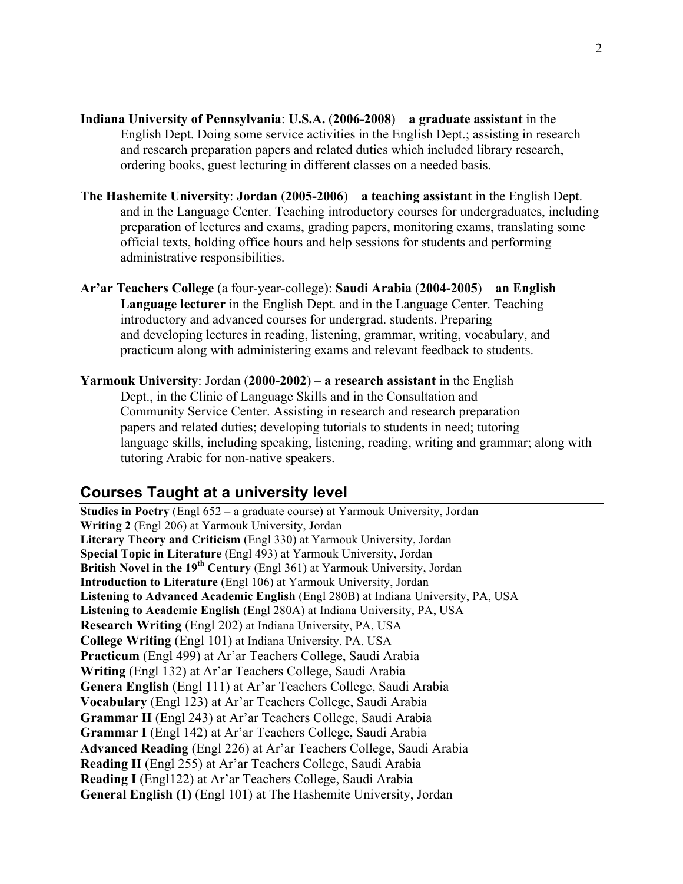**Indiana University of Pennsylvania**: **U.S.A.** (**2006-2008**) – **a graduate assistant** in the English Dept. Doing some service activities in the English Dept.; assisting in research and research preparation papers and related duties which included library research, ordering books, guest lecturing in different classes on a needed basis.

**The Hashemite University**: **Jordan** (**2005-2006**) – **a teaching assistant** in the English Dept. and in the Language Center. Teaching introductory courses for undergraduates, including preparation of lectures and exams, grading papers, monitoring exams, translating some official texts, holding office hours and help sessions for students and performing administrative responsibilities.

**Ar'ar Teachers College** (a four-year-college): **Saudi Arabia** (**2004-2005**) – **an English Language lecturer** in the English Dept. and in the Language Center. Teaching introductory and advanced courses for undergrad. students. Preparing and developing lectures in reading, listening, grammar, writing, vocabulary, and practicum along with administering exams and relevant feedback to students.

**Yarmouk University**: Jordan (**2000-2002**) – **a research assistant** in the English Dept., in the Clinic of Language Skills and in the Consultation and Community Service Center. Assisting in research and research preparation papers and related duties; developing tutorials to students in need; tutoring language skills, including speaking, listening, reading, writing and grammar; along with tutoring Arabic for non-native speakers.

## Courses Taught at a university level

**Studies in Poetry** (Engl 652 – a graduate course) at Yarmouk University, Jordan
**Writing 2** (Engl 206) at Yarmouk University, Jordan
**Literary Theory and Criticism** (Engl 330) at Yarmouk University, Jordan
**Special Topic in Literature** (Engl 493) at Yarmouk University, Jordan
**British Novel in the 19th Century** (Engl 361) at Yarmouk University, Jordan
**Introduction to Literature** (Engl 106) at Yarmouk University, Jordan
**Listening to Advanced Academic English** (Engl 280B) at Indiana University, PA, USA
**Listening to Academic English** (Engl 280A) at Indiana University, PA, USA
**Research Writing** (Engl 202) at Indiana University, PA, USA
**College Writing** (Engl 101) at Indiana University, PA, USA
**Practicum** (Engl 499) at Ar'ar Teachers College, Saudi Arabia
**Writing** (Engl 132) at Ar'ar Teachers College, Saudi Arabia
**Genera English** (Engl 111) at Ar'ar Teachers College, Saudi Arabia
**Vocabulary** (Engl 123) at Ar'ar Teachers College, Saudi Arabia
**Grammar II** (Engl 243) at Ar'ar Teachers College, Saudi Arabia
**Grammar I** (Engl 142) at Ar'ar Teachers College, Saudi Arabia
**Advanced Reading** (Engl 226) at Ar'ar Teachers College, Saudi Arabia
**Reading II** (Engl 255) at Ar'ar Teachers College, Saudi Arabia
**Reading I** (Engl122) at Ar'ar Teachers College, Saudi Arabia
**General English (1)** (Engl 101) at The Hashemite University, Jordan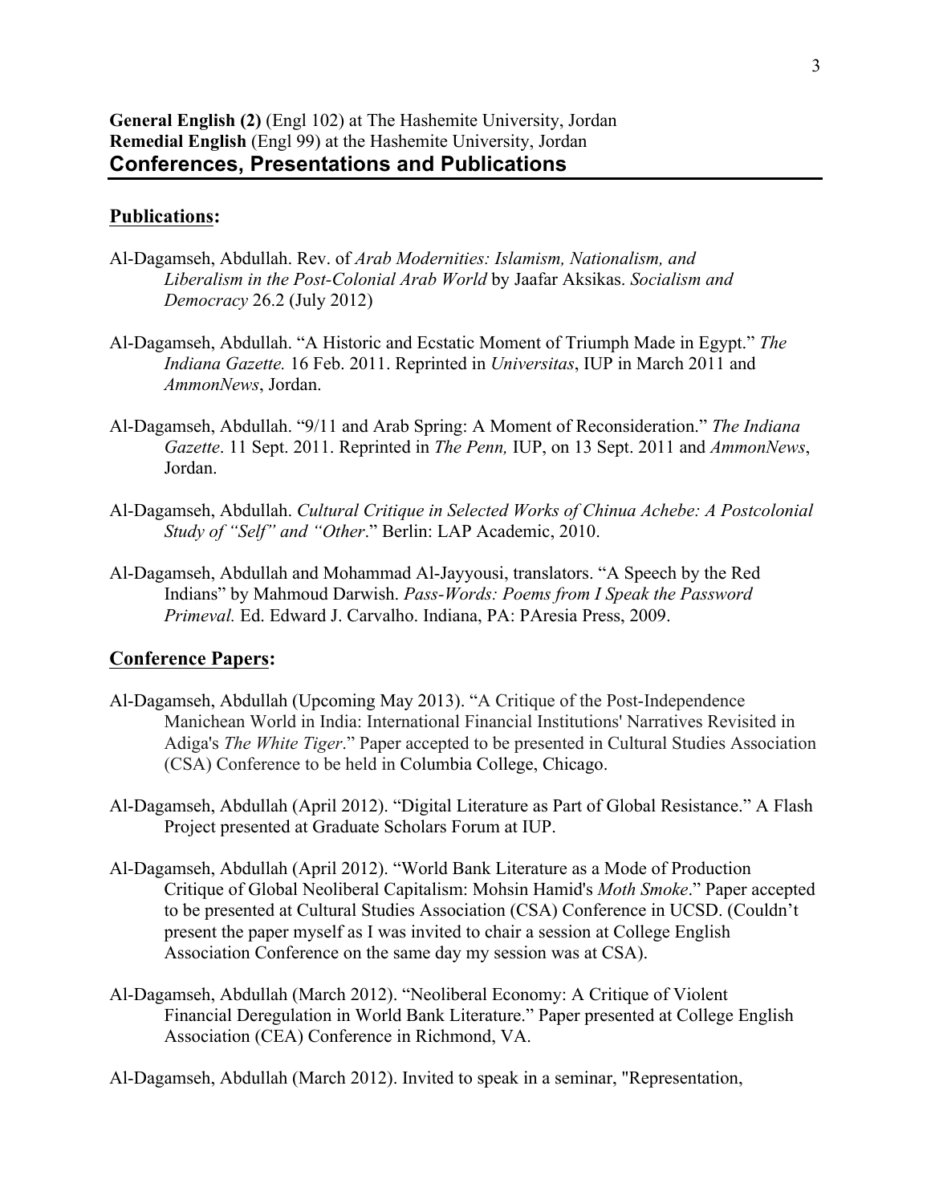**General English (2)** (Engl 102) at The Hashemite University, Jordan
**Remedial English** (Engl 99) at the Hashemite University, Jordan

## Conferences, Presentations and Publications

### Publications:

Al-Dagamseh, Abdullah. Rev. of *Arab Modernities: Islamism, Nationalism, and Liberalism in the Post-Colonial Arab World* by Jaafar Aksikas. *Socialism and Democracy* 26.2 (July 2012)

Al-Dagamseh, Abdullah. "A Historic and Ecstatic Moment of Triumph Made in Egypt." *The Indiana Gazette.* 16 Feb. 2011. Reprinted in *Universitas*, IUP in March 2011 and *AmmonNews*, Jordan.

Al-Dagamseh, Abdullah. "9/11 and Arab Spring: A Moment of Reconsideration." *The Indiana Gazette*. 11 Sept. 2011. Reprinted in *The Penn,* IUP, on 13 Sept. 2011 and *AmmonNews*, Jordan.

Al-Dagamseh, Abdullah. *Cultural Critique in Selected Works of Chinua Achebe: A Postcolonial Study of "Self" and "Other*." Berlin: LAP Academic, 2010.

Al-Dagamseh, Abdullah and Mohammad Al-Jayyousi, translators. "A Speech by the Red Indians" by Mahmoud Darwish. *Pass-Words: Poems from I Speak the Password Primeval.* Ed. Edward J. Carvalho. Indiana, PA: PAresia Press, 2009.

### Conference Papers:

Al-Dagamseh, Abdullah (Upcoming May 2013). "A Critique of the Post-Independence Manichean World in India: International Financial Institutions' Narratives Revisited in Adiga's *The White Tiger*." Paper accepted to be presented in Cultural Studies Association (CSA) Conference to be held in Columbia College, Chicago.

Al-Dagamseh, Abdullah (April 2012). "Digital Literature as Part of Global Resistance." A Flash Project presented at Graduate Scholars Forum at IUP.

Al-Dagamseh, Abdullah (April 2012). "World Bank Literature as a Mode of Production Critique of Global Neoliberal Capitalism: Mohsin Hamid's *Moth Smoke*." Paper accepted to be presented at Cultural Studies Association (CSA) Conference in UCSD. (Couldn't present the paper myself as I was invited to chair a session at College English Association Conference on the same day my session was at CSA).

Al-Dagamseh, Abdullah (March 2012). "Neoliberal Economy: A Critique of Violent Financial Deregulation in World Bank Literature." Paper presented at College English Association (CEA) Conference in Richmond, VA.

Al-Dagamseh, Abdullah (March 2012). Invited to speak in a seminar, "Representation,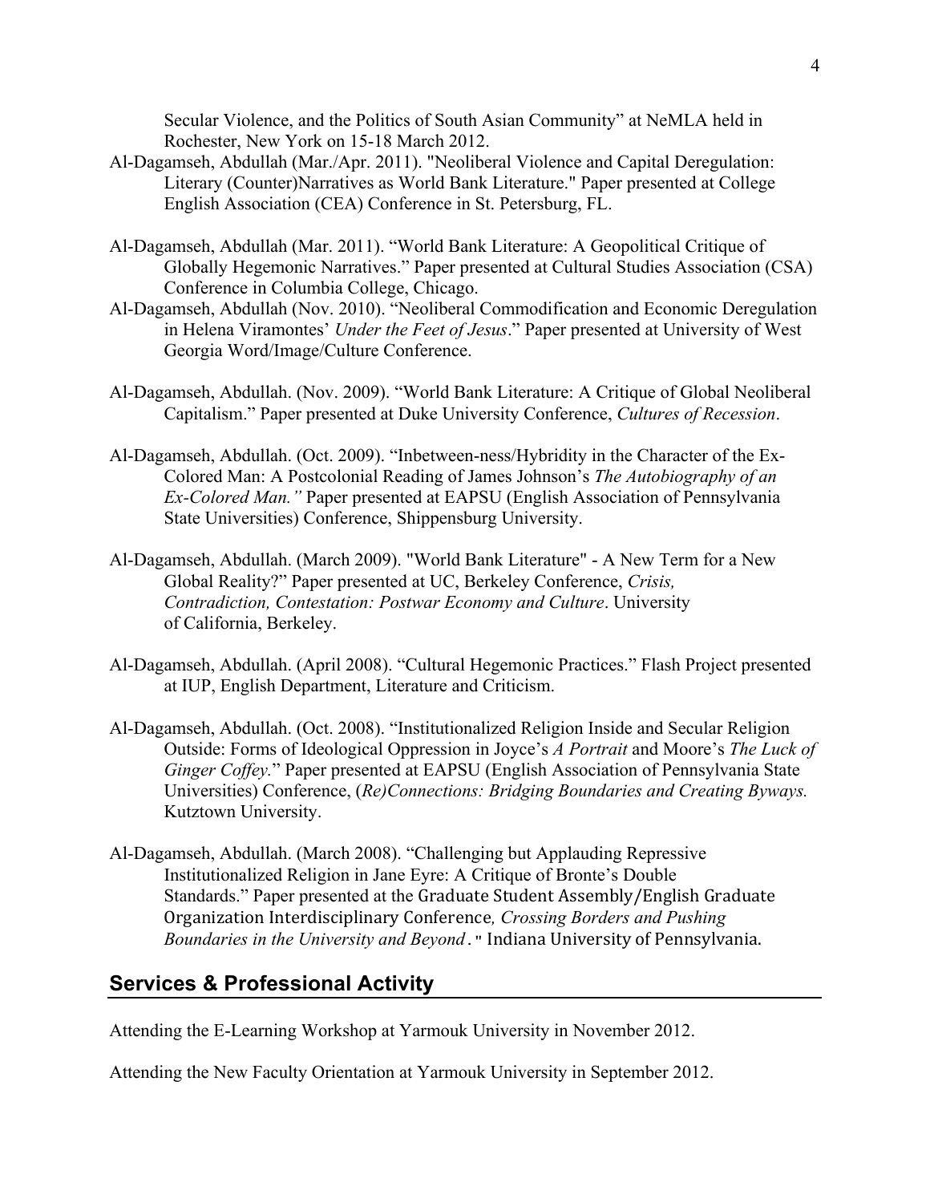Secular Violence, and the Politics of South Asian Community" at NeMLA held in Rochester, New York on 15-18 March 2012.

Al-Dagamseh, Abdullah (Mar./Apr. 2011). "Neoliberal Violence and Capital Deregulation: Literary (Counter)Narratives as World Bank Literature." Paper presented at College English Association (CEA) Conference in St. Petersburg, FL.

Al-Dagamseh, Abdullah (Mar. 2011). "World Bank Literature: A Geopolitical Critique of Globally Hegemonic Narratives." Paper presented at Cultural Studies Association (CSA) Conference in Columbia College, Chicago.

Al-Dagamseh, Abdullah (Nov. 2010). "Neoliberal Commodification and Economic Deregulation in Helena Viramontes' *Under the Feet of Jesus*." Paper presented at University of West Georgia Word/Image/Culture Conference.

Al-Dagamseh, Abdullah. (Nov. 2009). "World Bank Literature: A Critique of Global Neoliberal Capitalism." Paper presented at Duke University Conference, *Cultures of Recession*.

Al-Dagamseh, Abdullah. (Oct. 2009). "Inbetween-ness/Hybridity in the Character of the Ex-Colored Man: A Postcolonial Reading of James Johnson's *The Autobiography of an Ex-Colored Man."* Paper presented at EAPSU (English Association of Pennsylvania State Universities) Conference, Shippensburg University.

Al-Dagamseh, Abdullah. (March 2009). "World Bank Literature" - A New Term for a New Global Reality?" Paper presented at UC, Berkeley Conference, *Crisis, Contradiction, Contestation: Postwar Economy and Culture*. University of California, Berkeley.

Al-Dagamseh, Abdullah. (April 2008). "Cultural Hegemonic Practices." Flash Project presented at IUP, English Department, Literature and Criticism.

Al-Dagamseh, Abdullah. (Oct. 2008). "Institutionalized Religion Inside and Secular Religion Outside: Forms of Ideological Oppression in Joyce's *A Portrait* and Moore's *The Luck of Ginger Coffey.*" Paper presented at EAPSU (English Association of Pennsylvania State Universities) Conference, (*Re)Connections: Bridging Boundaries and Creating Byways.* Kutztown University.

Al-Dagamseh, Abdullah. (March 2008). "Challenging but Applauding Repressive Institutionalized Religion in Jane Eyre: A Critique of Bronte's Double Standards." Paper presented at the Graduate Student Assembly/English Graduate Organization Interdisciplinary Conference*, Crossing Borders and Pushing Boundaries in the University and Beyond*." Indiana University of Pennsylvania.

## Services & Professional Activity

Attending the E-Learning Workshop at Yarmouk University in November 2012.

Attending the New Faculty Orientation at Yarmouk University in September 2012.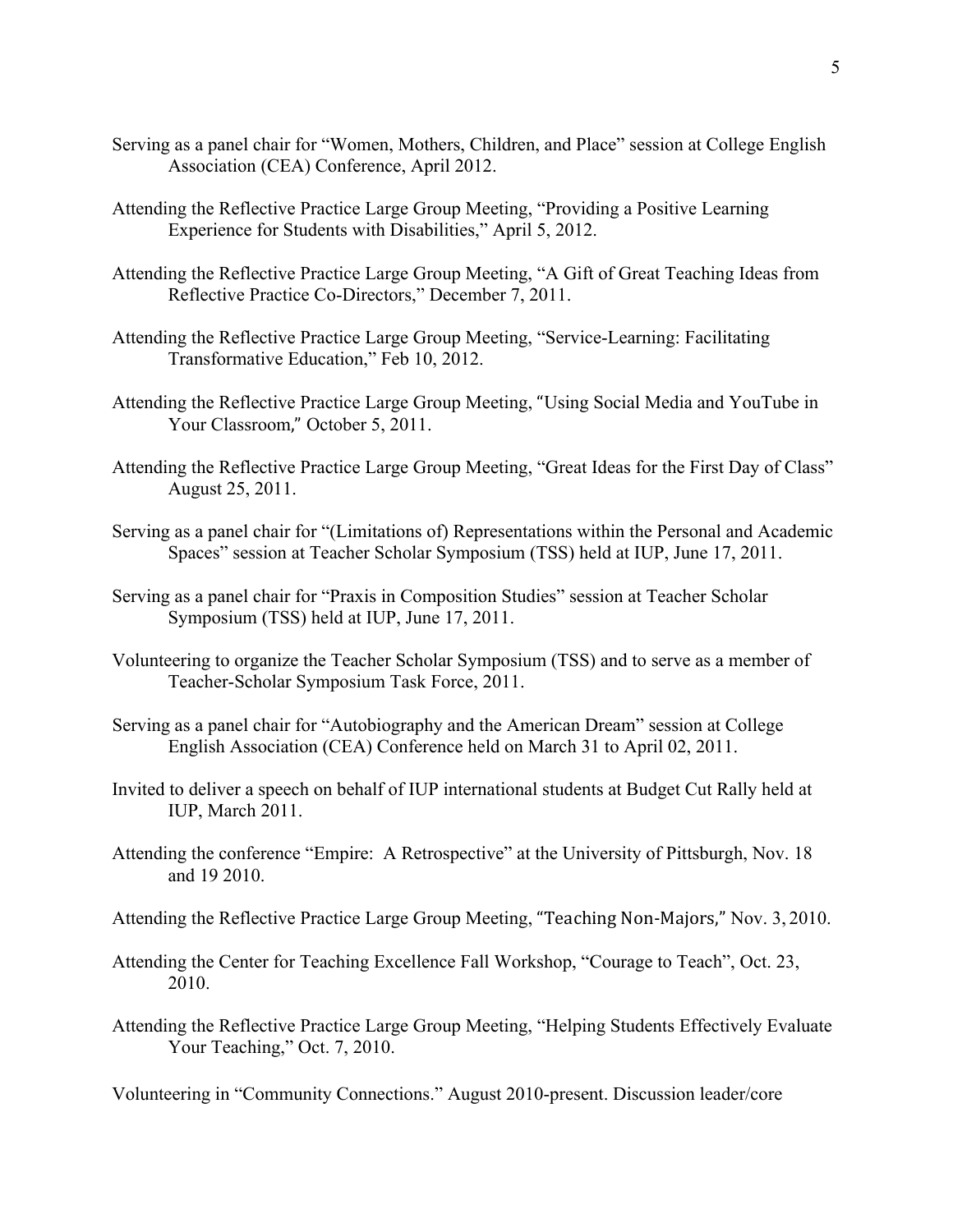Serving as a panel chair for "Women, Mothers, Children, and Place" session at College English Association (CEA) Conference, April 2012.

Attending the Reflective Practice Large Group Meeting, "Providing a Positive Learning Experience for Students with Disabilities," April 5, 2012.

Attending the Reflective Practice Large Group Meeting, "A Gift of Great Teaching Ideas from Reflective Practice Co-Directors," December 7, 2011.

Attending the Reflective Practice Large Group Meeting, "Service-Learning: Facilitating Transformative Education," Feb 10, 2012.

Attending the Reflective Practice Large Group Meeting, "Using Social Media and YouTube in Your Classroom," October 5, 2011.

Attending the Reflective Practice Large Group Meeting, "Great Ideas for the First Day of Class" August 25, 2011.

Serving as a panel chair for "(Limitations of) Representations within the Personal and Academic Spaces" session at Teacher Scholar Symposium (TSS) held at IUP, June 17, 2011.

Serving as a panel chair for "Praxis in Composition Studies" session at Teacher Scholar Symposium (TSS) held at IUP, June 17, 2011.

Volunteering to organize the Teacher Scholar Symposium (TSS) and to serve as a member of Teacher-Scholar Symposium Task Force, 2011.

Serving as a panel chair for "Autobiography and the American Dream" session at College English Association (CEA) Conference held on March 31 to April 02, 2011.

Invited to deliver a speech on behalf of IUP international students at Budget Cut Rally held at IUP, March 2011.

Attending the conference "Empire: A Retrospective" at the University of Pittsburgh, Nov. 18 and 19 2010.

Attending the Reflective Practice Large Group Meeting, "Teaching Non-Majors," Nov. 3, 2010.

Attending the Center for Teaching Excellence Fall Workshop, "Courage to Teach", Oct. 23, 2010.

Attending the Reflective Practice Large Group Meeting, "Helping Students Effectively Evaluate Your Teaching," Oct. 7, 2010.

Volunteering in "Community Connections." August 2010-present. Discussion leader/core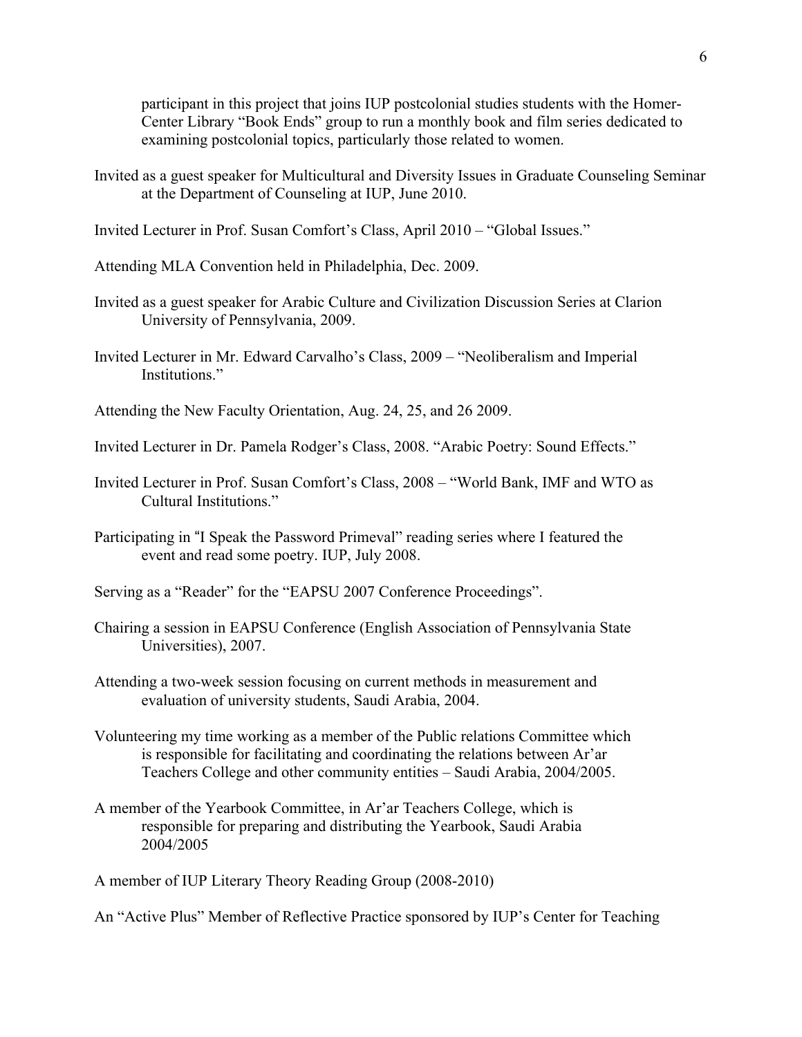participant in this project that joins IUP postcolonial studies students with the Homer-Center Library "Book Ends" group to run a monthly book and film series dedicated to examining postcolonial topics, particularly those related to women.

Invited as a guest speaker for Multicultural and Diversity Issues in Graduate Counseling Seminar at the Department of Counseling at IUP, June 2010.

Invited Lecturer in Prof. Susan Comfort's Class, April 2010 – "Global Issues."

Attending MLA Convention held in Philadelphia, Dec. 2009.

Invited as a guest speaker for Arabic Culture and Civilization Discussion Series at Clarion University of Pennsylvania, 2009.

Invited Lecturer in Mr. Edward Carvalho's Class, 2009 – "Neoliberalism and Imperial Institutions."

Attending the New Faculty Orientation, Aug. 24, 25, and 26 2009.

Invited Lecturer in Dr. Pamela Rodger's Class, 2008. "Arabic Poetry: Sound Effects."

Invited Lecturer in Prof. Susan Comfort's Class, 2008 – "World Bank, IMF and WTO as Cultural Institutions."

Participating in "I Speak the Password Primeval" reading series where I featured the event and read some poetry. IUP, July 2008.

Serving as a "Reader" for the "EAPSU 2007 Conference Proceedings".

Chairing a session in EAPSU Conference (English Association of Pennsylvania State Universities), 2007.

Attending a two-week session focusing on current methods in measurement and evaluation of university students, Saudi Arabia, 2004.

Volunteering my time working as a member of the Public relations Committee which is responsible for facilitating and coordinating the relations between Ar'ar Teachers College and other community entities – Saudi Arabia, 2004/2005.

A member of the Yearbook Committee, in Ar'ar Teachers College, which is responsible for preparing and distributing the Yearbook, Saudi Arabia 2004/2005

A member of IUP Literary Theory Reading Group (2008-2010)

An "Active Plus" Member of Reflective Practice sponsored by IUP's Center for Teaching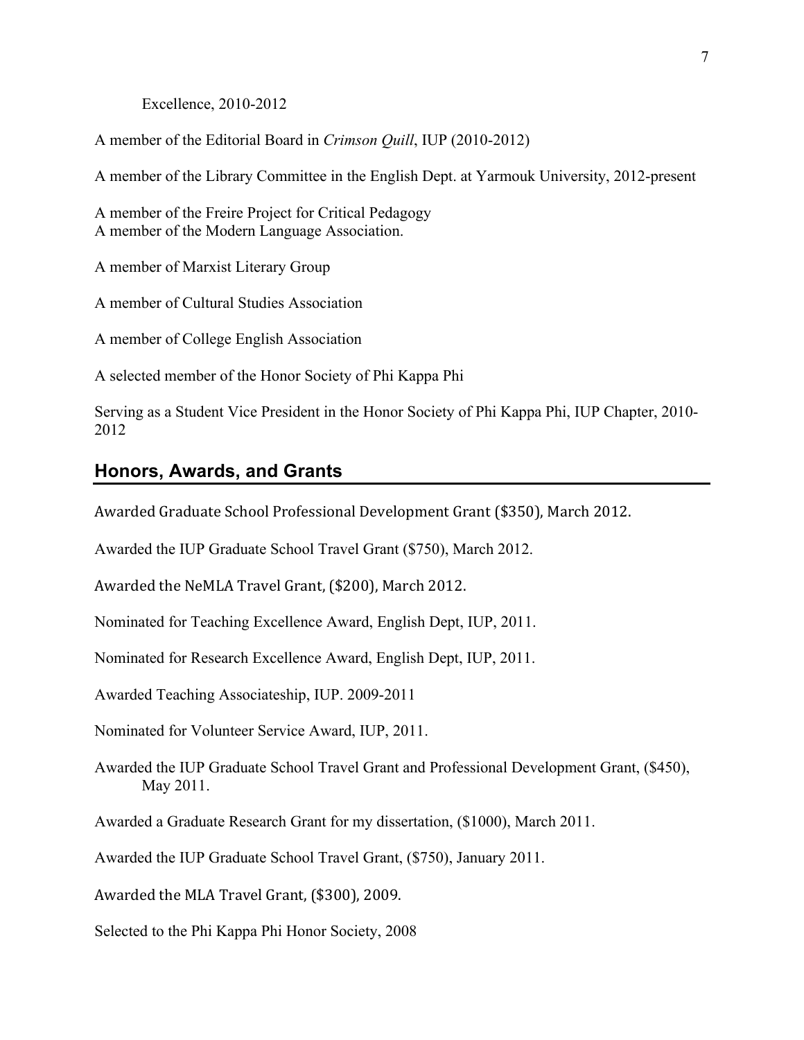Excellence, 2010-2012

A member of the Editorial Board in *Crimson Quill*, IUP (2010-2012)

A member of the Library Committee in the English Dept. at Yarmouk University, 2012-present

A member of the Freire Project for Critical Pedagogy
A member of the Modern Language Association.

A member of Marxist Literary Group

A member of Cultural Studies Association

A member of College English Association

A selected member of the Honor Society of Phi Kappa Phi

Serving as a Student Vice President in the Honor Society of Phi Kappa Phi, IUP Chapter, 2010-2012

## Honors, Awards, and Grants

Awarded Graduate School Professional Development Grant ($350), March 2012.

Awarded the IUP Graduate School Travel Grant ($750), March 2012.

Awarded the NeMLA Travel Grant, ($200), March 2012.

Nominated for Teaching Excellence Award, English Dept, IUP, 2011.

Nominated for Research Excellence Award, English Dept, IUP, 2011.

Awarded Teaching Associateship, IUP. 2009-2011

Nominated for Volunteer Service Award, IUP, 2011.

Awarded the IUP Graduate School Travel Grant and Professional Development Grant, ($450), May 2011.

Awarded a Graduate Research Grant for my dissertation, ($1000), March 2011.

Awarded the IUP Graduate School Travel Grant, ($750), January 2011.

Awarded the MLA Travel Grant, ($300), 2009.

Selected to the Phi Kappa Phi Honor Society, 2008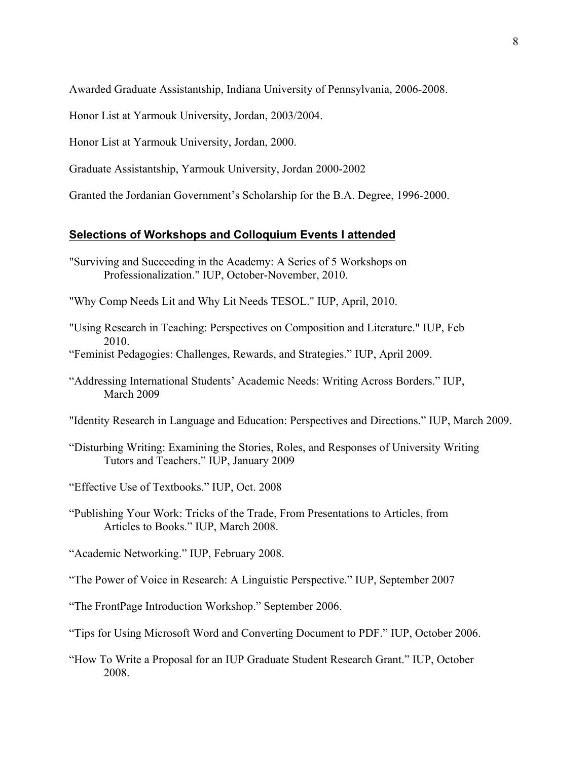Awarded Graduate Assistantship, Indiana University of Pennsylvania, 2006-2008.

Honor List at Yarmouk University, Jordan, 2003/2004.

Honor List at Yarmouk University, Jordan, 2000.

Graduate Assistantship, Yarmouk University, Jordan 2000-2002

Granted the Jordanian Government's Scholarship for the B.A. Degree, 1996-2000.

## **Selections of Workshops and Colloquium Events I attended**

"Surviving and Succeeding in the Academy: A Series of 5 Workshops on Professionalization." IUP, October-November, 2010.

"Why Comp Needs Lit and Why Lit Needs TESOL." IUP, April, 2010.

"Using Research in Teaching: Perspectives on Composition and Literature." IUP, Feb 2010.

"Feminist Pedagogies: Challenges, Rewards, and Strategies." IUP, April 2009.

"Addressing International Students' Academic Needs: Writing Across Borders." IUP, March 2009

"Identity Research in Language and Education: Perspectives and Directions." IUP, March 2009.

"Disturbing Writing: Examining the Stories, Roles, and Responses of University Writing Tutors and Teachers." IUP, January 2009

"Effective Use of Textbooks." IUP, Oct. 2008

"Publishing Your Work: Tricks of the Trade, From Presentations to Articles, from Articles to Books." IUP, March 2008.

"Academic Networking." IUP, February 2008.

"The Power of Voice in Research: A Linguistic Perspective." IUP, September 2007

"The FrontPage Introduction Workshop." September 2006.

"Tips for Using Microsoft Word and Converting Document to PDF." IUP, October 2006.

"How To Write a Proposal for an IUP Graduate Student Research Grant." IUP, October 2008.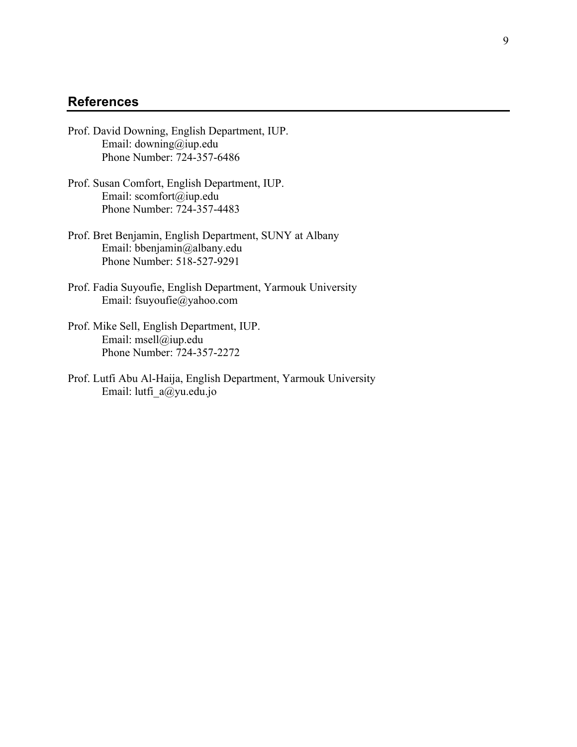## References

Prof. David Downing, English Department, IUP.
Email: downing@iup.edu
Phone Number: 724-357-6486

Prof. Susan Comfort, English Department, IUP.
Email: scomfort@iup.edu
Phone Number: 724-357-4483

Prof. Bret Benjamin, English Department, SUNY at Albany
Email: bbenjamin@albany.edu
Phone Number: 518-527-9291

Prof. Fadia Suyoufie, English Department, Yarmouk University
Email: fsuyoufie@yahoo.com

Prof. Mike Sell, English Department, IUP.
Email: msell@iup.edu
Phone Number: 724-357-2272

Prof. Lutfi Abu Al-Haija, English Department, Yarmouk University
Email: lutfi_a@yu.edu.jo